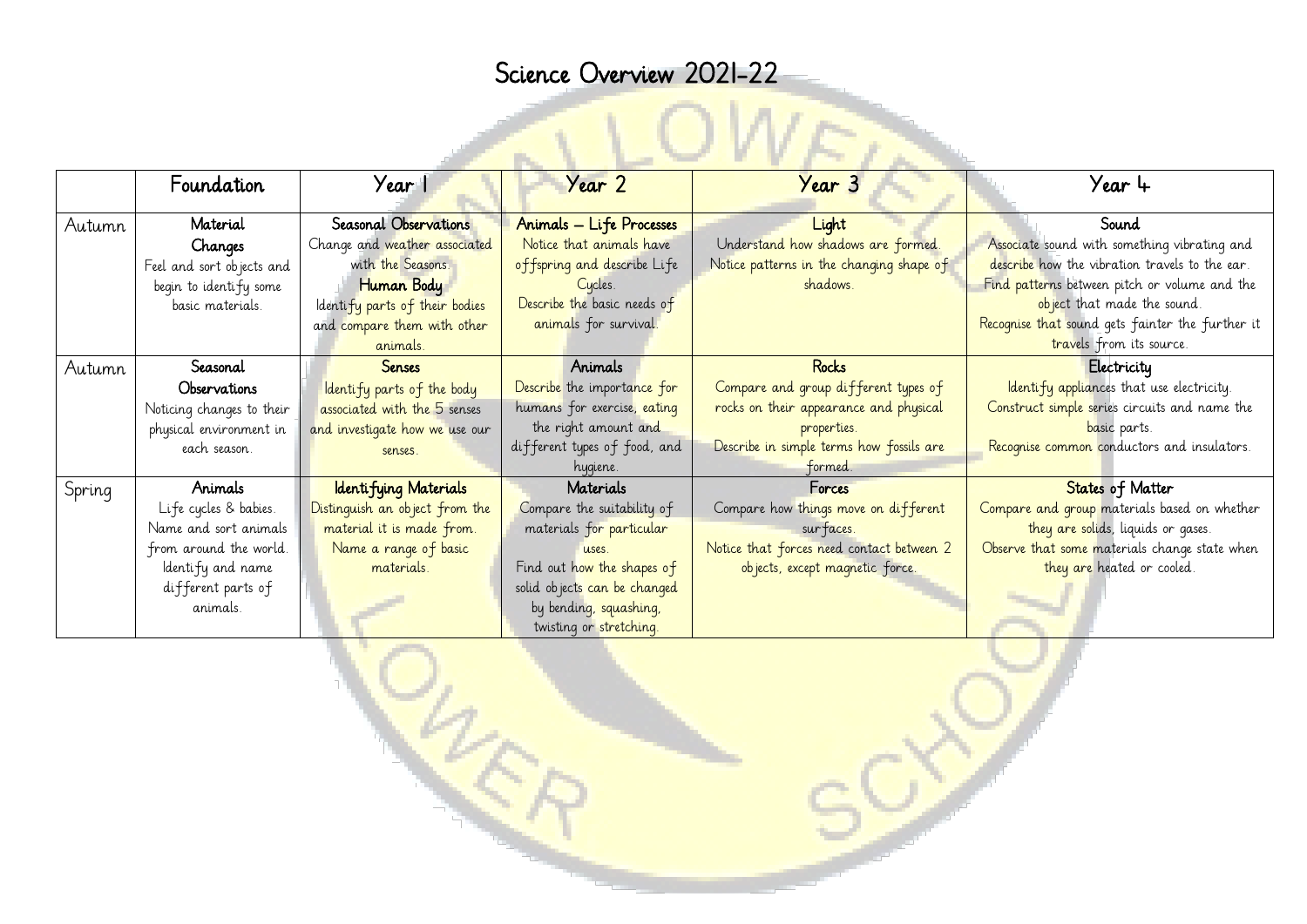# Science Overview 2021-22

| | Foundation | Year 1 | Year 2 | Year 3 | Year 4 |
|---|---|---|---|---|---|
| Autumn | **Material Changes** Feel and sort objects and begin to identify some basic materials. | **Seasonal Observations** Change and weather associated with the Seasons. **Human Body** Identify parts of their bodies and compare them with other animals. | **Animals – Life Processes** Notice that animals have offspring and describe Life Cycles. Describe the basic needs of animals for survival. | **Light** Understand how shadows are formed. Notice patterns in the changing shape of shadows. | **Sound** Associate sound with something vibrating and describe how the vibration travels to the ear. Find patterns between pitch or volume and the object that made the sound. Recognise that sound gets fainter the further it travels from its source. |
| Autumn | **Seasonal Observations** Noticing changes to their physical environment in each season. | **Senses** Identify parts of the body associated with the 5 senses and investigate how we use our senses. | **Animals** Describe the importance for humans for exercise, eating the right amount and different types of food, and hygiene. | **Rocks** Compare and group different types of rocks on their appearance and physical properties. Describe in simple terms how fossils are formed. | **Electricity** Identify appliances that use electricity. Construct simple series circuits and name the basic parts. Recognise common conductors and insulators. |
| Spring | **Animals** Life cycles & babies. Name and sort animals from around the world. Identify and name different parts of animals. | **Identifying Materials** Distinguish an object from the material it is made from. Name a range of basic materials. | **Materials** Compare the suitability of materials for particular uses. Find out how the shapes of solid objects can be changed by bending, squashing, twisting or stretching. | **Forces** Compare how things move on different surfaces. Notice that forces need contact between 2 objects, except magnetic force. | **States of Matter** Compare and group materials based on whether they are solids, liquids or gases. Observe that some materials change state when they are heated or cooled. |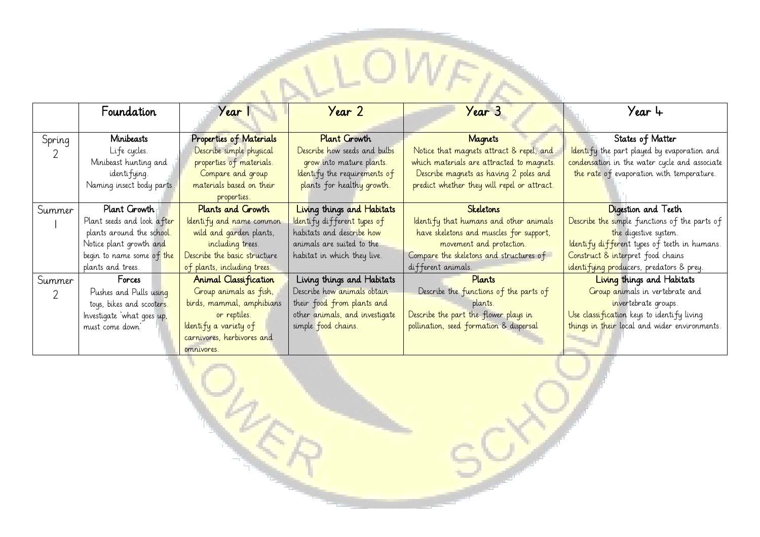| | Foundation | Year 1 | Year 2 | Year 3 | Year 4 |
|---|---|---|---|---|---|
| Spring 2 | **Minibeasts** Life cycles. Minibeast hunting and identifying. Naming insect body parts | **Properties of Materials** Describe simple physical properties of materials. Compare and group materials based on their properties. | **Plant Growth** Describe how seeds and bulbs grow into mature plants. Identify the requirements of plants for healthy growth. | **Magnets** Notice that magnets attract & repel, and which materials are attracted to magnets. Describe magnets as having 2 poles and predict whether they will repel or attract. | **States of Matter** Identify the part played by evaporation and condensation in the water cycle and associate the rate of evaporation with temperature. |
| Summer 1 | **Plant Growth** Plant seeds and look after plants around the school. Notice plant growth and begin to name some of the plants and trees. | **Plants and Growth** Identify and name common wild and garden plants, including trees. Describe the basic structure of plants, including trees. | **Living things and Habitats** Identify different types of habitats and describe how animals are suited to the habitat in which they live. | **Skeletons** Identify that humans and other animals have skeletons and muscles for support, movement and protection. Compare the skeletons and structures of different animals. | **Digestion and Teeth** Describe the simple functions of the parts of the digestive system. Identify different types of teeth in humans. Construct & interpret food chains identifying producers, predators & prey. |
| Summer 2 | **Forces** Pushes and Pulls using toys, bikes and scooters. Investigate 'what goes up, must come down' | **Animal Classification** Group animals as fish, birds, mammal, amphibians or reptiles. Identify a variety of carnivores, herbivores and omnivores. | **Living things and Habitats** Describe how animals obtain their food from plants and other animals, and investigate simple food chains. | **Plants** Describe the functions of the parts of plants. Describe the part the flower plays in pollination, seed formation & dispersal | **Living things and Habitats** Group animals in vertebrate and invertebrate groups. Use classification keys to identify living things in their local and wider environments. |